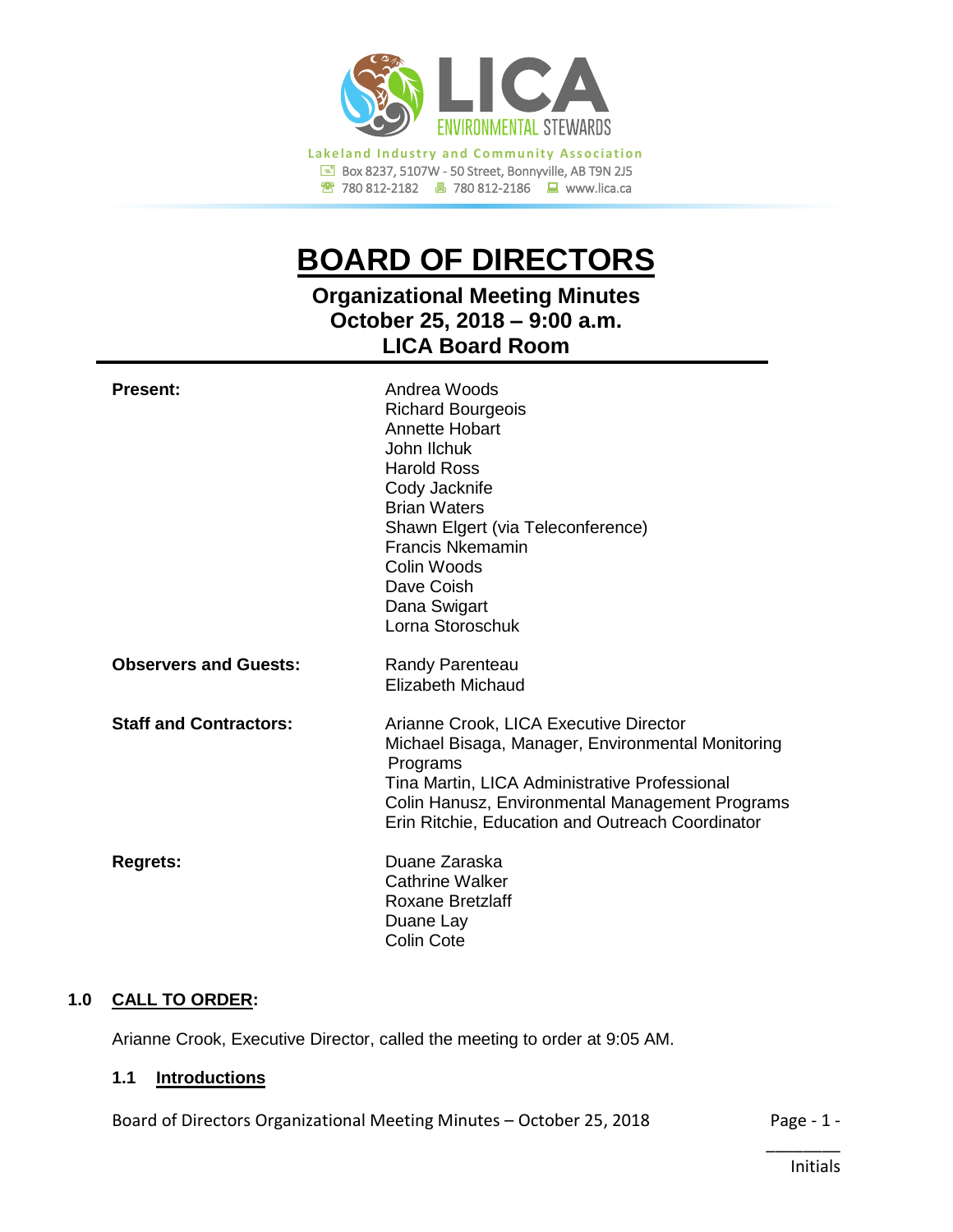LICA ENVIRONMENTAL STEWARDS

Lakeland Industry and Community Association

Box 8237, 5107W - 50 Street, Bonnyville, AB T9N 2J5

780 812-2182 780 812-2186 www.lica.ca

# BOARD OF DIRECTORS

## Organizational Meeting Minutes
## October 25, 2018 – 9:00 a.m.
## LICA Board Room

| | |
|---|---|
| **Present:** | Andrea Woods<br>Richard Bourgeois<br>Annette Hobart<br>John Ilchuk<br>Harold Ross<br>Cody Jacknife<br>Brian Waters<br>Shawn Elgert (via Teleconference)<br>Francis Nkemamin<br>Colin Woods<br>Dave Coish<br>Dana Swigart<br>Lorna Storoschuk |
| **Observers and Guests:** | Randy Parenteau<br>Elizabeth Michaud |
| **Staff and Contractors:** | Arianne Crook, LICA Executive Director<br>Michael Bisaga, Manager, Environmental Monitoring Programs<br>Tina Martin, LICA Administrative Professional<br>Colin Hanusz, Environmental Management Programs<br>Erin Ritchie, Education and Outreach Coordinator |
| **Regrets:** | Duane Zaraska<br>Cathrine Walker<br>Roxane Bretzlaff<br>Duane Lay<br>Colin Cote |

### 1.0 CALL TO ORDER:

Arianne Crook, Executive Director, called the meeting to order at 9:05 AM.

#### 1.1 Introductions

________
Initials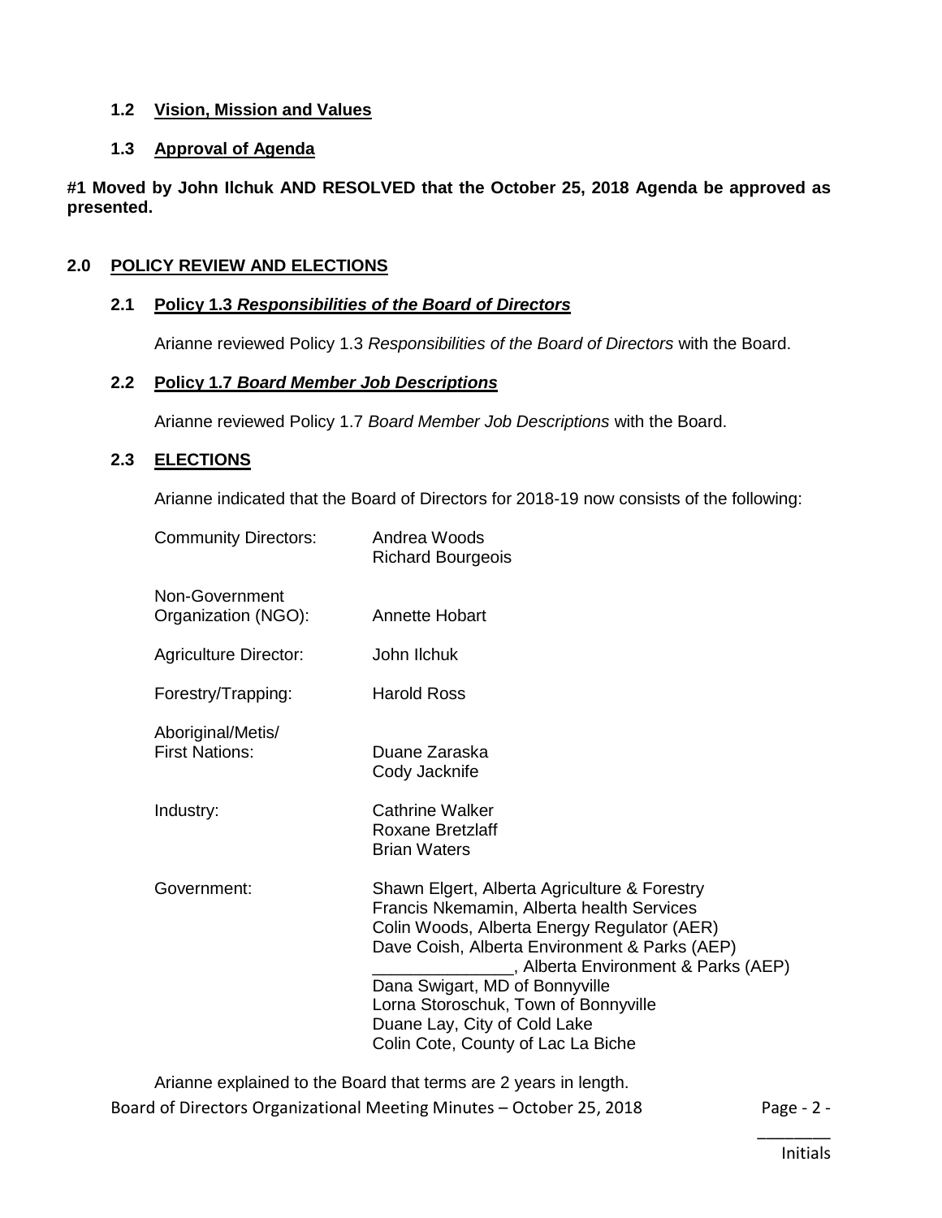### 1.2 Vision, Mission and Values

### 1.3 Approval of Agenda

**#1 Moved by John Ilchuk AND RESOLVED that the October 25, 2018 Agenda be approved as presented.**

## 2.0 POLICY REVIEW AND ELECTIONS

### 2.1 Policy 1.3 *Responsibilities of the Board of Directors*

Arianne reviewed Policy 1.3 *Responsibilities of the Board of Directors* with the Board.

### 2.2 Policy 1.7 *Board Member Job Descriptions*

Arianne reviewed Policy 1.7 *Board Member Job Descriptions* with the Board.

### 2.3 ELECTIONS

Arianne indicated that the Board of Directors for 2018-19 now consists of the following:

| | |
|---|---|
| Community Directors: | Andrea Woods<br>Richard Bourgeois |
| Non-Government Organization (NGO): | Annette Hobart |
| Agriculture Director: | John Ilchuk |
| Forestry/Trapping: | Harold Ross |
| Aboriginal/Metis/ First Nations: | Duane Zaraska<br>Cody Jacknife |
| Industry: | Cathrine Walker<br>Roxane Bretzlaff<br>Brian Waters |
| Government: | Shawn Elgert, Alberta Agriculture & Forestry<br>Francis Nkemamin, Alberta health Services<br>Colin Woods, Alberta Energy Regulator (AER)<br>Dave Coish, Alberta Environment & Parks (AEP)<br>_______________, Alberta Environment & Parks (AEP)<br>Dana Swigart, MD of Bonnyville<br>Lorna Storoschuk, Town of Bonnyville<br>Duane Lay, City of Cold Lake<br>Colin Cote, County of Lac La Biche |

Arianne explained to the Board that terms are 2 years in length.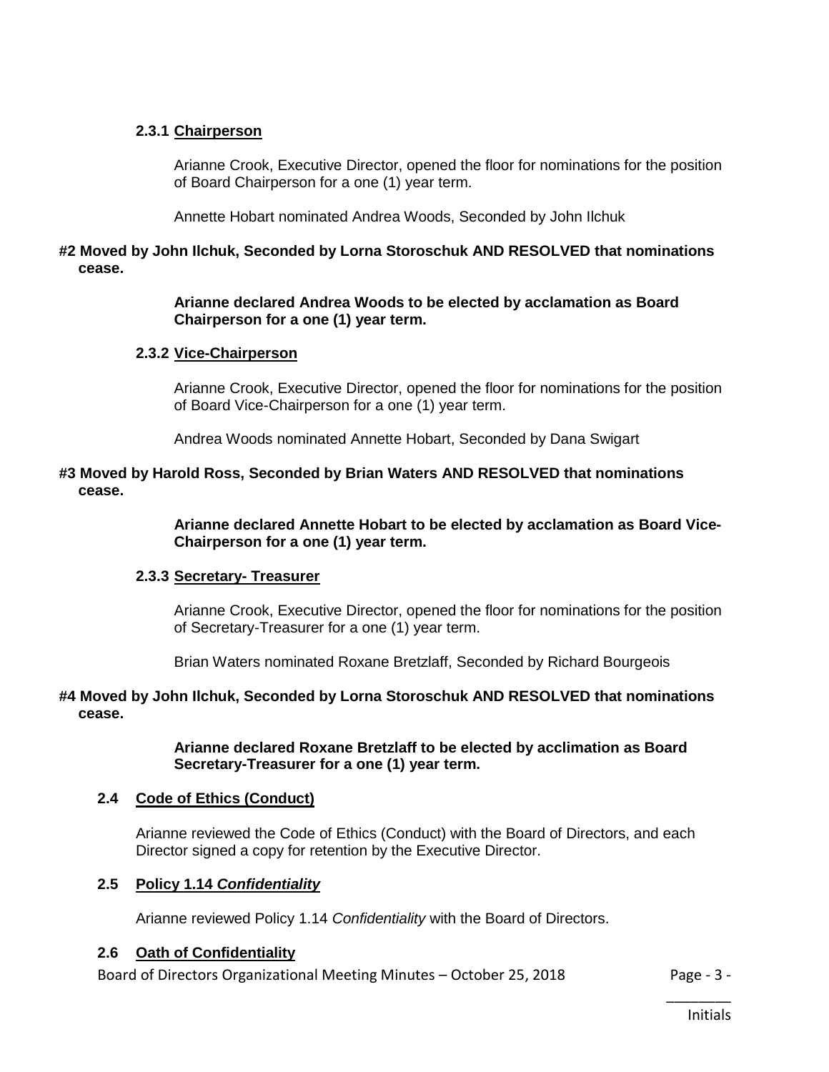### 2.3.1 Chairperson

Arianne Crook, Executive Director, opened the floor for nominations for the position of Board Chairperson for a one (1) year term.

Annette Hobart nominated Andrea Woods, Seconded by John Ilchuk

**#2 Moved by John Ilchuk, Seconded by Lorna Storoschuk AND RESOLVED that nominations cease.**

**Arianne declared Andrea Woods to be elected by acclamation as Board Chairperson for a one (1) year term.**

### 2.3.2 Vice-Chairperson

Arianne Crook, Executive Director, opened the floor for nominations for the position of Board Vice-Chairperson for a one (1) year term.

Andrea Woods nominated Annette Hobart, Seconded by Dana Swigart

**#3 Moved by Harold Ross, Seconded by Brian Waters AND RESOLVED that nominations cease.**

**Arianne declared Annette Hobart to be elected by acclamation as Board Vice-Chairperson for a one (1) year term.**

### 2.3.3 Secretary- Treasurer

Arianne Crook, Executive Director, opened the floor for nominations for the position of Secretary-Treasurer for a one (1) year term.

Brian Waters nominated Roxane Bretzlaff, Seconded by Richard Bourgeois

**#4 Moved by John Ilchuk, Seconded by Lorna Storoschuk AND RESOLVED that nominations cease.**

**Arianne declared Roxane Bretzlaff to be elected by acclimation as Board Secretary-Treasurer for a one (1) year term.**

## 2.4 Code of Ethics (Conduct)

Arianne reviewed the Code of Ethics (Conduct) with the Board of Directors, and each Director signed a copy for retention by the Executive Director.

## 2.5 Policy 1.14 *Confidentiality*

Arianne reviewed Policy 1.14 *Confidentiality* with the Board of Directors.

## 2.6 Oath of Confidentiality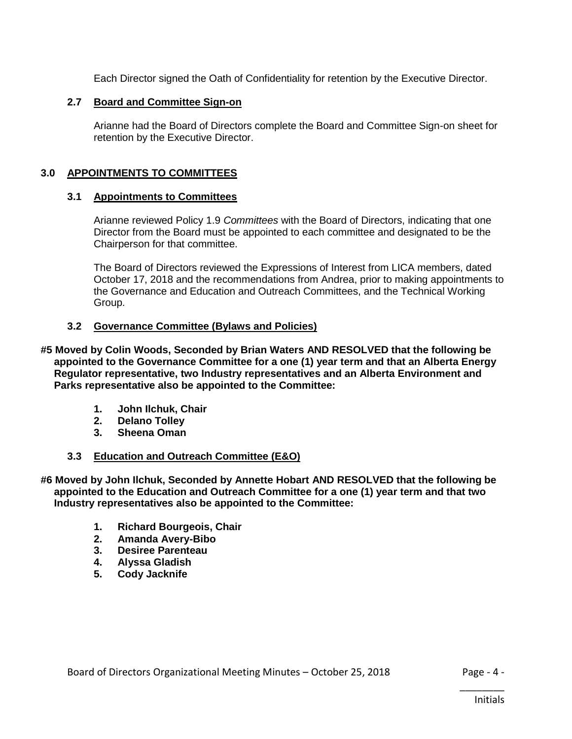Each Director signed the Oath of Confidentiality for retention by the Executive Director.

### 2.7 Board and Committee Sign-on

Arianne had the Board of Directors complete the Board and Committee Sign-on sheet for retention by the Executive Director.

## 3.0 APPOINTMENTS TO COMMITTEES

### 3.1 Appointments to Committees

Arianne reviewed Policy 1.9 *Committees* with the Board of Directors, indicating that one Director from the Board must be appointed to each committee and designated to be the Chairperson for that committee.

The Board of Directors reviewed the Expressions of Interest from LICA members, dated October 17, 2018 and the recommendations from Andrea, prior to making appointments to the Governance and Education and Outreach Committees, and the Technical Working Group.

### 3.2 Governance Committee (Bylaws and Policies)

**#5 Moved by Colin Woods, Seconded by Brian Waters AND RESOLVED that the following be appointed to the Governance Committee for a one (1) year term and that an Alberta Energy Regulator representative, two Industry representatives and an Alberta Environment and Parks representative also be appointed to the Committee:**

1. **John Ilchuk, Chair**
2. **Delano Tolley**
3. **Sheena Oman**

### 3.3 Education and Outreach Committee (E&O)

**#6 Moved by John Ilchuk, Seconded by Annette Hobart AND RESOLVED that the following be appointed to the Education and Outreach Committee for a one (1) year term and that two Industry representatives also be appointed to the Committee:**

1. **Richard Bourgeois, Chair**
2. **Amanda Avery-Bibo**
3. **Desiree Parenteau**
4. **Alyssa Gladish**
5. **Cody Jacknife**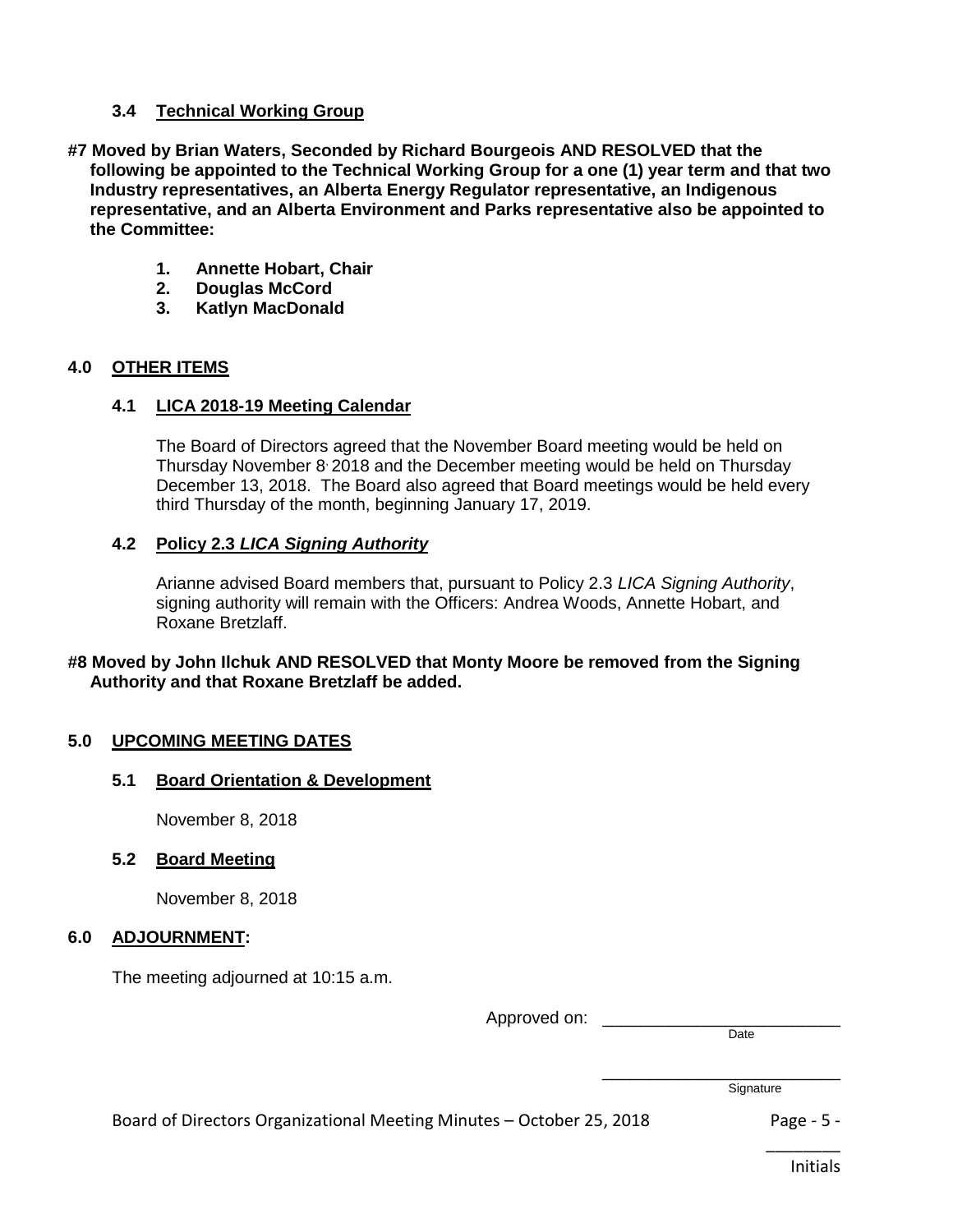### 3.4 Technical Working Group

**#7 Moved by Brian Waters, Seconded by Richard Bourgeois AND RESOLVED that the following be appointed to the Technical Working Group for a one (1) year term and that two Industry representatives, an Alberta Energy Regulator representative, an Indigenous representative, and an Alberta Environment and Parks representative also be appointed to the Committee:**

1. **Annette Hobart, Chair**
2. **Douglas McCord**
3. **Katlyn MacDonald**

## 4.0 OTHER ITEMS

### 4.1 LICA 2018-19 Meeting Calendar

The Board of Directors agreed that the November Board meeting would be held on Thursday November 8, 2018 and the December meeting would be held on Thursday December 13, 2018. The Board also agreed that Board meetings would be held every third Thursday of the month, beginning January 17, 2019.

### 4.2 Policy 2.3 *LICA Signing Authority*

Arianne advised Board members that, pursuant to Policy 2.3 *LICA Signing Authority*, signing authority will remain with the Officers: Andrea Woods, Annette Hobart, and Roxane Bretzlaff.

**#8 Moved by John Ilchuk AND RESOLVED that Monty Moore be removed from the Signing Authority and that Roxane Bretzlaff be added.**

## 5.0 UPCOMING MEETING DATES

### 5.1 Board Orientation & Development

November 8, 2018

### 5.2 Board Meeting

November 8, 2018

## 6.0 ADJOURNMENT:

The meeting adjourned at 10:15 a.m.

Approved on: ___________________________
Date

___________________________
Signature

Board of Directors Organizational Meeting Minutes – October 25, 2018

________
Initials